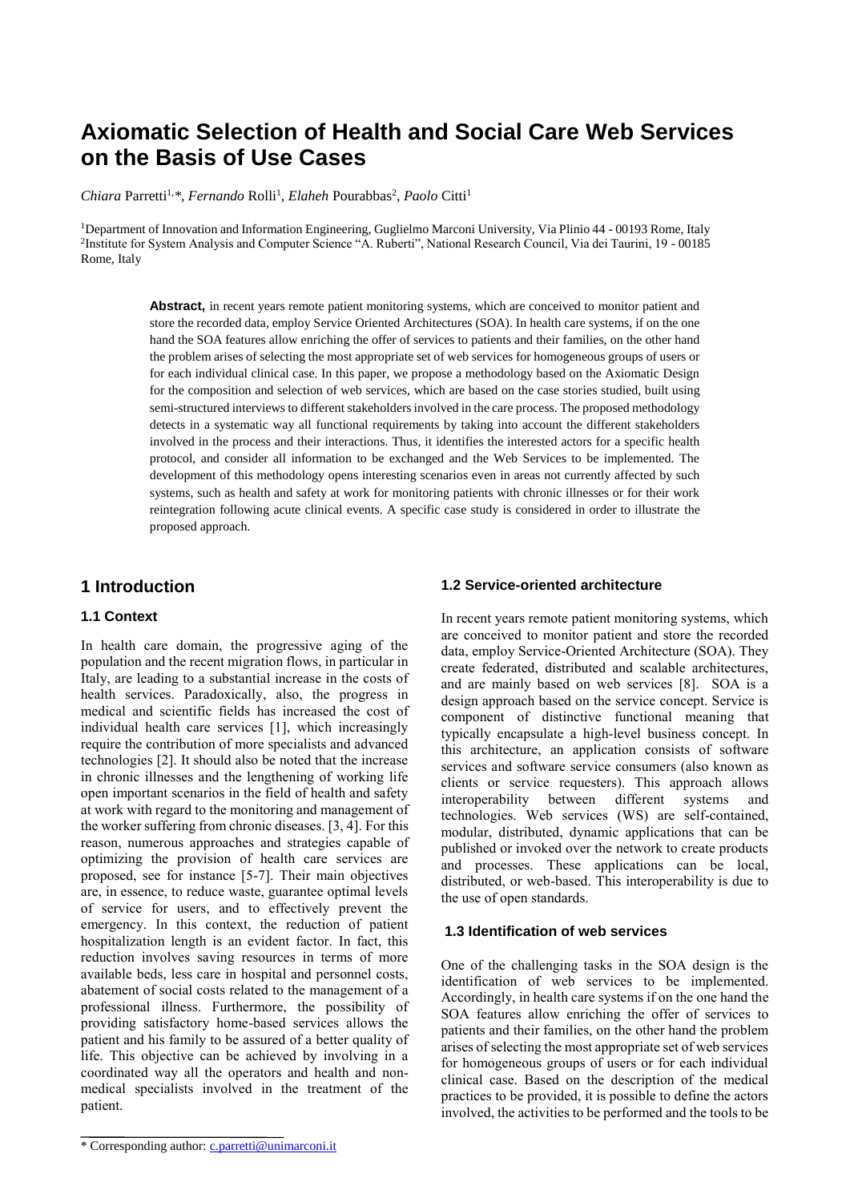# Axiomatic Selection of Health and Social Care Web Services on the Basis of Use Cases

*Chiara* Parretti[1,*], *Fernando* Rolli[1], *Elaheh* Pourabbas[2], *Paolo* Citti[1]

[1]Department of Innovation and Information Engineering, Guglielmo Marconi University, Via Plinio 44 - 00193 Rome, Italy
[2]Institute for System Analysis and Computer Science "A. Ruberti", National Research Council, Via dei Taurini, 19 - 00185 Rome, Italy

**Abstract,** in recent years remote patient monitoring systems, which are conceived to monitor patient and store the recorded data, employ Service Oriented Architectures (SOA). In health care systems, if on the one hand the SOA features allow enriching the offer of services to patients and their families, on the other hand the problem arises of selecting the most appropriate set of web services for homogeneous groups of users or for each individual clinical case. In this paper, we propose a methodology based on the Axiomatic Design for the composition and selection of web services, which are based on the case stories studied, built using semi-structured interviews to different stakeholders involved in the care process. The proposed methodology detects in a systematic way all functional requirements by taking into account the different stakeholders involved in the process and their interactions. Thus, it identifies the interested actors for a specific health protocol, and consider all information to be exchanged and the Web Services to be implemented. The development of this methodology opens interesting scenarios even in areas not currently affected by such systems, such as health and safety at work for monitoring patients with chronic illnesses or for their work reintegration following acute clinical events. A specific case study is considered in order to illustrate the proposed approach.

## 1 Introduction

### 1.1 Context

In health care domain, the progressive aging of the population and the recent migration flows, in particular in Italy, are leading to a substantial increase in the costs of health services. Paradoxically, also, the progress in medical and scientific fields has increased the cost of individual health care services [1], which increasingly require the contribution of more specialists and advanced technologies [2]. It should also be noted that the increase in chronic illnesses and the lengthening of working life open important scenarios in the field of health and safety at work with regard to the monitoring and management of the worker suffering from chronic diseases. [3, 4]. For this reason, numerous approaches and strategies capable of optimizing the provision of health care services are proposed, see for instance [5-7]. Their main objectives are, in essence, to reduce waste, guarantee optimal levels of service for users, and to effectively prevent the emergency. In this context, the reduction of patient hospitalization length is an evident factor. In fact, this reduction involves saving resources in terms of more available beds, less care in hospital and personnel costs, abatement of social costs related to the management of a professional illness. Furthermore, the possibility of providing satisfactory home-based services allows the patient and his family to be assured of a better quality of life. This objective can be achieved by involving in a coordinated way all the operators and health and non-medical specialists involved in the treatment of the patient.

### 1.2 Service-oriented architecture

In recent years remote patient monitoring systems, which are conceived to monitor patient and store the recorded data, employ Service-Oriented Architecture (SOA). They create federated, distributed and scalable architectures, and are mainly based on web services [8]. SOA is a design approach based on the service concept. Service is component of distinctive functional meaning that typically encapsulate a high-level business concept. In this architecture, an application consists of software services and software service consumers (also known as clients or service requesters). This approach allows interoperability between different systems and technologies. Web services (WS) are self-contained, modular, distributed, dynamic applications that can be published or invoked over the network to create products and processes. These applications can be local, distributed, or web-based. This interoperability is due to the use of open standards.

### 1.3 Identification of web services

One of the challenging tasks in the SOA design is the identification of web services to be implemented. Accordingly, in health care systems if on the one hand the SOA features allow enriching the offer of services to patients and their families, on the other hand the problem arises of selecting the most appropriate set of web services for homogeneous groups of users or for each individual clinical case. Based on the description of the medical practices to be provided, it is possible to define the actors involved, the activities to be performed and the tools to be

* Corresponding author: c.parretti@unimarconi.it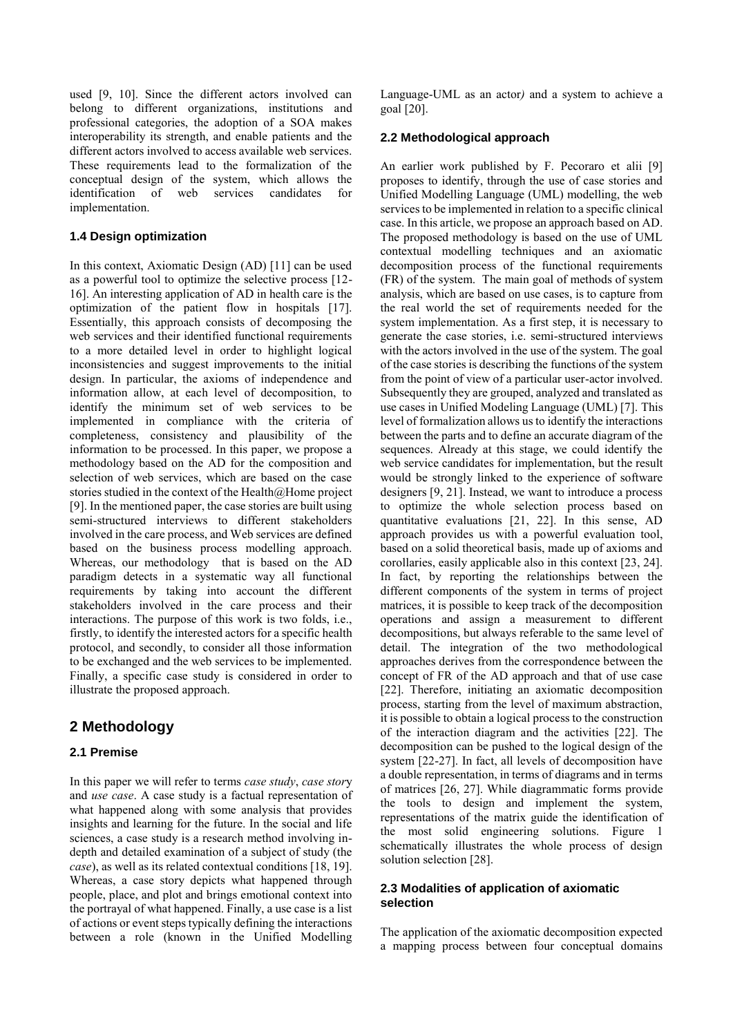used [9, 10]. Since the different actors involved can belong to different organizations, institutions and professional categories, the adoption of a SOA makes interoperability its strength, and enable patients and the different actors involved to access available web services. These requirements lead to the formalization of the conceptual design of the system, which allows the identification of web services candidates for implementation.

### 1.4 Design optimization

In this context, Axiomatic Design (AD) [11] can be used as a powerful tool to optimize the selective process [12-16]. An interesting application of AD in health care is the optimization of the patient flow in hospitals [17]. Essentially, this approach consists of decomposing the web services and their identified functional requirements to a more detailed level in order to highlight logical inconsistencies and suggest improvements to the initial design. In particular, the axioms of independence and information allow, at each level of decomposition, to identify the minimum set of web services to be implemented in compliance with the criteria of completeness, consistency and plausibility of the information to be processed. In this paper, we propose a methodology based on the AD for the composition and selection of web services, which are based on the case stories studied in the context of the Health@Home project [9]. In the mentioned paper, the case stories are built using semi-structured interviews to different stakeholders involved in the care process, and Web services are defined based on the business process modelling approach. Whereas, our methodology that is based on the AD paradigm detects in a systematic way all functional requirements by taking into account the different stakeholders involved in the care process and their interactions. The purpose of this work is two folds, i.e., firstly, to identify the interested actors for a specific health protocol, and secondly, to consider all those information to be exchanged and the web services to be implemented. Finally, a specific case study is considered in order to illustrate the proposed approach.

## 2 Methodology

### 2.1 Premise

In this paper we will refer to terms *case study*, *case story* and *use case*. A case study is a factual representation of what happened along with some analysis that provides insights and learning for the future. In the social and life sciences, a case study is a research method involving in-depth and detailed examination of a subject of study (the *case*), as well as its related contextual conditions [18, 19]. Whereas, a case story depicts what happened through people, place, and plot and brings emotional context into the portrayal of what happened. Finally, a use case is a list of actions or event steps typically defining the interactions between a role (known in the Unified Modelling Language-UML as an actor*)* and a system to achieve a goal [20].

### 2.2 Methodological approach

An earlier work published by F. Pecoraro et alii [9] proposes to identify, through the use of case stories and Unified Modelling Language (UML) modelling, the web services to be implemented in relation to a specific clinical case. In this article, we propose an approach based on AD. The proposed methodology is based on the use of UML contextual modelling techniques and an axiomatic decomposition process of the functional requirements (FR) of the system. The main goal of methods of system analysis, which are based on use cases, is to capture from the real world the set of requirements needed for the system implementation. As a first step, it is necessary to generate the case stories, i.e. semi-structured interviews with the actors involved in the use of the system. The goal of the case stories is describing the functions of the system from the point of view of a particular user-actor involved. Subsequently they are grouped, analyzed and translated as use cases in Unified Modeling Language (UML) [7]. This level of formalization allows us to identify the interactions between the parts and to define an accurate diagram of the sequences. Already at this stage, we could identify the web service candidates for implementation, but the result would be strongly linked to the experience of software designers [9, 21]. Instead, we want to introduce a process to optimize the whole selection process based on quantitative evaluations [21, 22]. In this sense, AD approach provides us with a powerful evaluation tool, based on a solid theoretical basis, made up of axioms and corollaries, easily applicable also in this context [23, 24]. In fact, by reporting the relationships between the different components of the system in terms of project matrices, it is possible to keep track of the decomposition operations and assign a measurement to different decompositions, but always referable to the same level of detail. The integration of the two methodological approaches derives from the correspondence between the concept of FR of the AD approach and that of use case [22]. Therefore, initiating an axiomatic decomposition process, starting from the level of maximum abstraction, it is possible to obtain a logical process to the construction of the interaction diagram and the activities [22]. The decomposition can be pushed to the logical design of the system [22-27]. In fact, all levels of decomposition have a double representation, in terms of diagrams and in terms of matrices [26, 27]. While diagrammatic forms provide the tools to design and implement the system, representations of the matrix guide the identification of the most solid engineering solutions. Figure 1 schematically illustrates the whole process of design solution selection [28].

### 2.3 Modalities of application of axiomatic selection

The application of the axiomatic decomposition expected a mapping process between four conceptual domains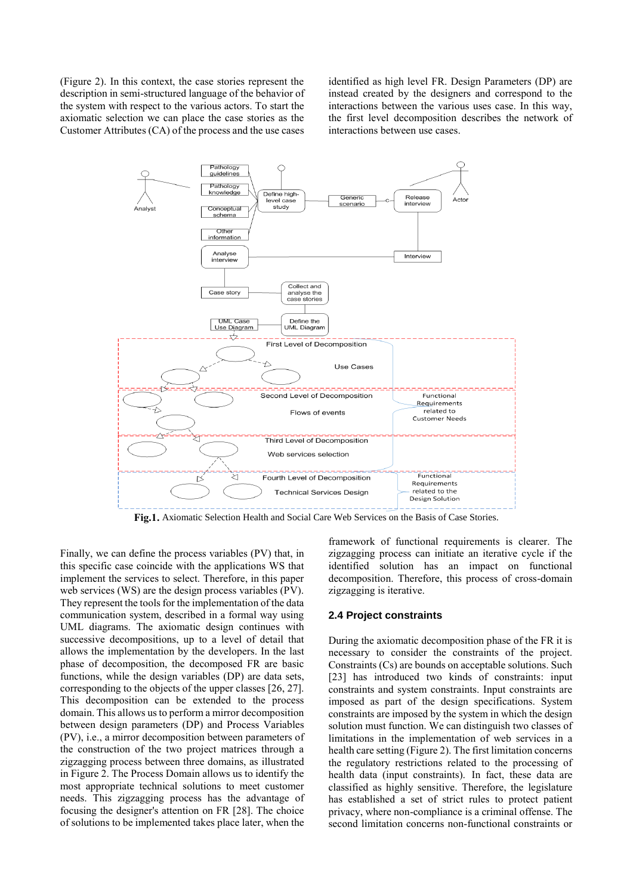(Figure 2). In this context, the case stories represent the description in semi-structured language of the behavior of the system with respect to the various actors. To start the axiomatic selection we can place the case stories as the Customer Attributes (CA) of the process and the use cases identified as high level FR. Design Parameters (DP) are instead created by the designers and correspond to the interactions between the various uses case. In this way, the first level decomposition describes the network of interactions between use cases.

**Fig.1.** Axiomatic Selection Health and Social Care Web Services on the Basis of Case Stories.

Finally, we can define the process variables (PV) that, in this specific case coincide with the applications WS that implement the services to select. Therefore, in this paper web services (WS) are the design process variables (PV). They represent the tools for the implementation of the data communication system, described in a formal way using UML diagrams. The axiomatic design continues with successive decompositions, up to a level of detail that allows the implementation by the developers. In the last phase of decomposition, the decomposed FR are basic functions, while the design variables (DP) are data sets, corresponding to the objects of the upper classes [26, 27]. This decomposition can be extended to the process domain. This allows us to perform a mirror decomposition between design parameters (DP) and Process Variables (PV), i.e., a mirror decomposition between parameters of the construction of the two project matrices through a zigzagging process between three domains, as illustrated in Figure 2. The Process Domain allows us to identify the most appropriate technical solutions to meet customer needs. This zigzagging process has the advantage of focusing the designer's attention on FR [28]. The choice of solutions to be implemented takes place later, when the framework of functional requirements is clearer. The zigzagging process can initiate an iterative cycle if the identified solution has an impact on functional decomposition. Therefore, this process of cross-domain zigzagging is iterative.

## 2.4 Project constraints

During the axiomatic decomposition phase of the FR it is necessary to consider the constraints of the project. Constraints (Cs) are bounds on acceptable solutions. Such [23] has introduced two kinds of constraints: input constraints and system constraints. Input constraints are imposed as part of the design specifications. System constraints are imposed by the system in which the design solution must function. We can distinguish two classes of limitations in the implementation of web services in a health care setting (Figure 2). The first limitation concerns the regulatory restrictions related to the processing of health data (input constraints). In fact, these data are classified as highly sensitive. Therefore, the legislature has established a set of strict rules to protect patient privacy, where non-compliance is a criminal offense. The second limitation concerns non-functional constraints or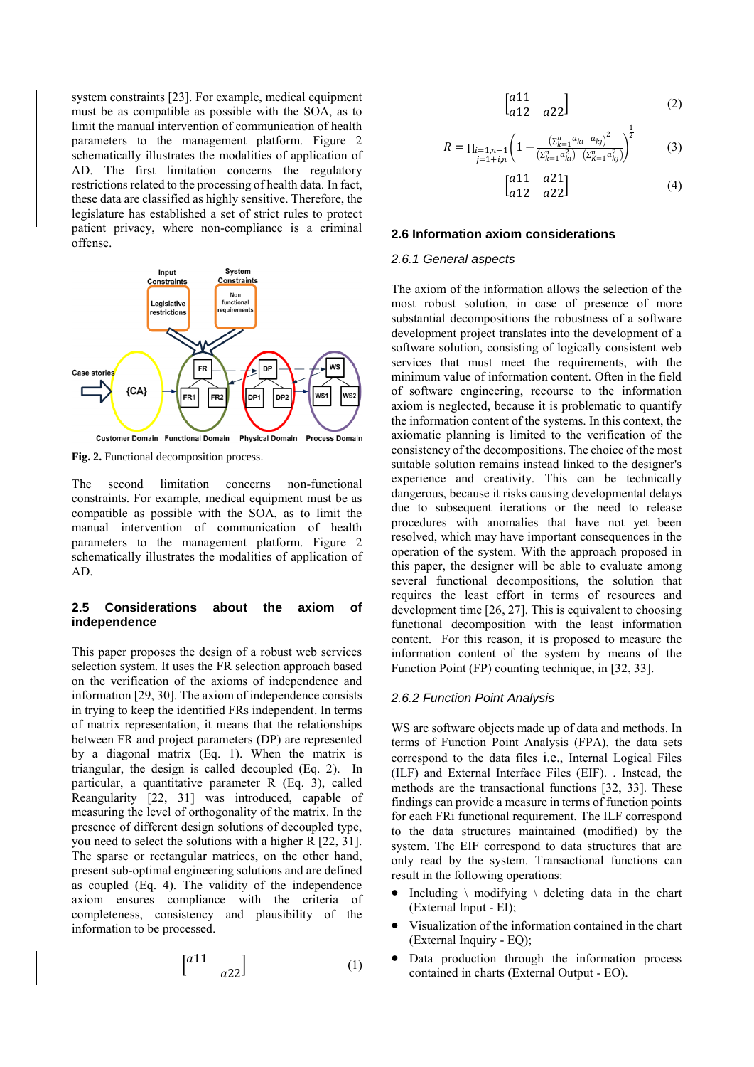system constraints [23]. For example, medical equipment must be as compatible as possible with the SOA, as to limit the manual intervention of communication of health parameters to the management platform. Figure 2 schematically illustrates the modalities of application of AD. The first limitation concerns the regulatory restrictions related to the processing of health data. In fact, these data are classified as highly sensitive. Therefore, the legislature has established a set of strict rules to protect patient privacy, where non-compliance is a criminal offense.

**Fig. 2.** Functional decomposition process.

The second limitation concerns non-functional constraints. For example, medical equipment must be as compatible as possible with the SOA, as to limit the manual intervention of communication of health parameters to the management platform. Figure 2 schematically illustrates the modalities of application of AD.

## 2.5 Considerations about the axiom of independence

This paper proposes the design of a robust web services selection system. It uses the FR selection approach based on the verification of the axioms of independence and information [29, 30]. The axiom of independence consists in trying to keep the identified FRs independent. In terms of matrix representation, it means that the relationships between FR and project parameters (DP) are represented by a diagonal matrix (Eq. 1). When the matrix is triangular, the design is called decoupled (Eq. 2). In particular, a quantitative parameter R (Eq. 3), called Reangularity [22, 31] was introduced, capable of measuring the level of orthogonality of the matrix. In the presence of different design solutions of decoupled type, you need to select the solutions with a higher R [22, 31]. The sparse or rectangular matrices, on the other hand, present sub-optimal engineering solutions and are defined as coupled (Eq. 4). The validity of the independence axiom ensures compliance with the criteria of completeness, consistency and plausibility of the information to be processed.

$$\begin{bmatrix} a11 & \\ & a22 \end{bmatrix} \tag{1}$$

$$\begin{bmatrix} a11 & \\ a12 & a22 \end{bmatrix} \tag{2}$$

$$R = \prod_{\substack{i=1,n-1 \\ j=1+i,n}} \left(1 - \frac{\left(\sum_{k=1}^{n} a_{ki} \; a_{kj}\right)^2}{\left(\sum_{k=1}^{n} a_{ki}^2\right) \; \left(\sum_{k=1}^{n} a_{kj}^2\right)}\right)^{\frac{1}{2}} \tag{3}$$

$$\begin{bmatrix} a11 & a21 \\ a12 & a22 \end{bmatrix} \tag{4}$$

## 2.6 Information axiom considerations

### 2.6.1 General aspects

The axiom of the information allows the selection of the most robust solution, in case of presence of more substantial decompositions the robustness of a software development project translates into the development of a software solution, consisting of logically consistent web services that must meet the requirements, with the minimum value of information content. Often in the field of software engineering, recourse to the information axiom is neglected, because it is problematic to quantify the information content of the systems. In this context, the axiomatic planning is limited to the verification of the consistency of the decompositions. The choice of the most suitable solution remains instead linked to the designer's experience and creativity. This can be technically dangerous, because it risks causing developmental delays due to subsequent iterations or the need to release procedures with anomalies that have not yet been resolved, which may have important consequences in the operation of the system. With the approach proposed in this paper, the designer will be able to evaluate among several functional decompositions, the solution that requires the least effort in terms of resources and development time [26, 27]. This is equivalent to choosing functional decomposition with the least information content. For this reason, it is proposed to measure the information content of the system by means of the Function Point (FP) counting technique, in [32, 33].

### 2.6.2 Function Point Analysis

WS are software objects made up of data and methods. In terms of Function Point Analysis (FPA), the data sets correspond to the data files i.e., Internal Logical Files (ILF) and External Interface Files (EIF). . Instead, the methods are the transactional functions [32, 33]. These findings can provide a measure in terms of function points for each FRi functional requirement. The ILF correspond to the data structures maintained (modified) by the system. The EIF correspond to data structures that are only read by the system. Transactional functions can result in the following operations:

- Including \ modifying \ deleting data in the chart (External Input - EI);
- Visualization of the information contained in the chart (External Inquiry - EQ);
- Data production through the information process contained in charts (External Output - EO).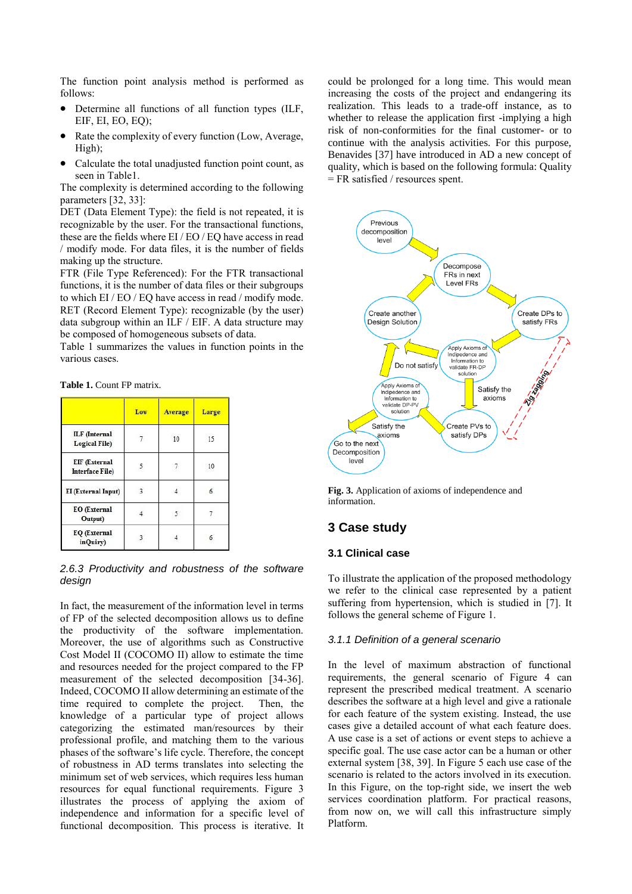The function point analysis method is performed as follows:

- Determine all functions of all function types (ILF, EIF, EI, EO, EQ);
- Rate the complexity of every function (Low, Average, High);
- Calculate the total unadjusted function point count, as seen in Table1.

The complexity is determined according to the following parameters [32, 33]:

DET (Data Element Type): the field is not repeated, it is recognizable by the user. For the transactional functions, these are the fields where EI / EO / EQ have access in read / modify mode. For data files, it is the number of fields making up the structure.

FTR (File Type Referenced): For the FTR transactional functions, it is the number of data files or their subgroups to which EI / EO / EQ have access in read / modify mode.

RET (Record Element Type): recognizable (by the user) data subgroup within an ILF / EIF. A data structure may be composed of homogeneous subsets of data.

Table 1 summarizes the values in function points in the various cases.

**Table 1.** Count FP matrix.

| | Low | Average | Large |
|---|---|---|---|
| ILF (Internal Logical File) | 7 | 10 | 15 |
| EIF (External Interface File) | 5 | 7 | 10 |
| EI (External Input) | 3 | 4 | 6 |
| EO (External Output) | 4 | 5 | 7 |
| EQ (External inQuiry) | 3 | 4 | 6 |

### *2.6.3 Productivity and robustness of the software design*

In fact, the measurement of the information level in terms of FP of the selected decomposition allows us to define the productivity of the software implementation. Moreover, the use of algorithms such as Constructive Cost Model II (COCOMO II) allow to estimate the time and resources needed for the project compared to the FP measurement of the selected decomposition [34-36]. Indeed, COCOMO II allow determining an estimate of the time required to complete the project. Then, the knowledge of a particular type of project allows categorizing the estimated man/resources by their professional profile, and matching them to the various phases of the software's life cycle. Therefore, the concept of robustness in AD terms translates into selecting the minimum set of web services, which requires less human resources for equal functional requirements. Figure 3 illustrates the process of applying the axiom of independence and information for a specific level of functional decomposition. This process is iterative. It could be prolonged for a long time. This would mean increasing the costs of the project and endangering its realization. This leads to a trade-off instance, as to whether to release the application first -implying a high risk of non-conformities for the final customer- or to continue with the analysis activities. For this purpose, Benavides [37] have introduced in AD a new concept of quality, which is based on the following formula: Quality = FR satisfied / resources spent.

**Fig. 3.** Application of axioms of independence and information.

## 3 Case study

### 3.1 Clinical case

To illustrate the application of the proposed methodology we refer to the clinical case represented by a patient suffering from hypertension, which is studied in [7]. It follows the general scheme of Figure 1.

#### *3.1.1 Definition of a general scenario*

In the level of maximum abstraction of functional requirements, the general scenario of Figure 4 can represent the prescribed medical treatment. A scenario describes the software at a high level and give a rationale for each feature of the system existing. Instead, the use cases give a detailed account of what each feature does. A use case is a set of actions or event steps to achieve a specific goal. The use case actor can be a human or other external system [38, 39]. In Figure 5 each use case of the scenario is related to the actors involved in its execution. In this Figure, on the top-right side, we insert the web services coordination platform. For practical reasons, from now on, we will call this infrastructure simply Platform.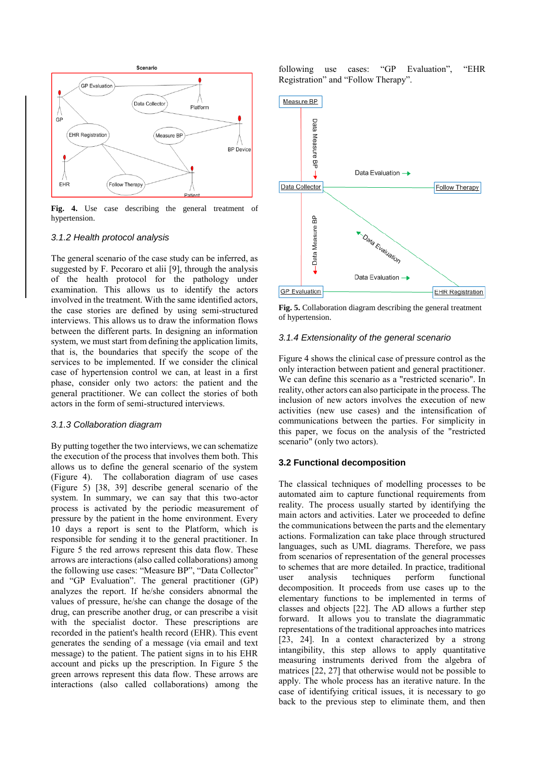**Fig. 4.** Use case describing the general treatment of hypertension.

### 3.1.2 Health protocol analysis

The general scenario of the case study can be inferred, as suggested by F. Pecoraro et alii [9], through the analysis of the health protocol for the pathology under examination. This allows us to identify the actors involved in the treatment. With the same identified actors, the case stories are defined by using semi-structured interviews. This allows us to draw the information flows between the different parts. In designing an information system, we must start from defining the application limits, that is, the boundaries that specify the scope of the services to be implemented. If we consider the clinical case of hypertension control we can, at least in a first phase, consider only two actors: the patient and the general practitioner. We can collect the stories of both actors in the form of semi-structured interviews.

### 3.1.3 Collaboration diagram

By putting together the two interviews, we can schematize the execution of the process that involves them both. This allows us to define the general scenario of the system (Figure 4). The collaboration diagram of use cases (Figure 5) [38, 39] describe general scenario of the system. In summary, we can say that this two-actor process is activated by the periodic measurement of pressure by the patient in the home environment. Every 10 days a report is sent to the Platform, which is responsible for sending it to the general practitioner. In Figure 5 the red arrows represent this data flow. These arrows are interactions (also called collaborations) among the following use cases: "Measure BP", "Data Collector" and "GP Evaluation". The general practitioner (GP) analyzes the report. If he/she considers abnormal the values of pressure, he/she can change the dosage of the drug, can prescribe another drug, or can prescribe a visit with the specialist doctor. These prescriptions are recorded in the patient's health record (EHR). This event generates the sending of a message (via email and text message) to the patient. The patient signs in to his EHR account and picks up the prescription. In Figure 5 the green arrows represent this data flow. These arrows are interactions (also called collaborations) among the following use cases: "GP Evaluation", "EHR Registration" and "Follow Therapy".

**Fig. 5.** Collaboration diagram describing the general treatment of hypertension.

### 3.1.4 Extensionality of the general scenario

Figure 4 shows the clinical case of pressure control as the only interaction between patient and general practitioner. We can define this scenario as a "restricted scenario". In reality, other actors can also participate in the process. The inclusion of new actors involves the execution of new activities (new use cases) and the intensification of communications between the parties. For simplicity in this paper, we focus on the analysis of the "restricted scenario" (only two actors).

## 3.2 Functional decomposition

The classical techniques of modelling processes to be automated aim to capture functional requirements from reality. The process usually started by identifying the main actors and activities. Later we proceeded to define the communications between the parts and the elementary actions. Formalization can take place through structured languages, such as UML diagrams. Therefore, we pass from scenarios of representation of the general processes to schemes that are more detailed. In practice, traditional user analysis techniques perform functional decomposition. It proceeds from use cases up to the elementary functions to be implemented in terms of classes and objects [22]. The AD allows a further step forward. It allows you to translate the diagrammatic representations of the traditional approaches into matrices [23, 24]. In a context characterized by a strong intangibility, this step allows to apply quantitative measuring instruments derived from the algebra of matrices [22, 27] that otherwise would not be possible to apply. The whole process has an iterative nature. In the case of identifying critical issues, it is necessary to go back to the previous step to eliminate them, and then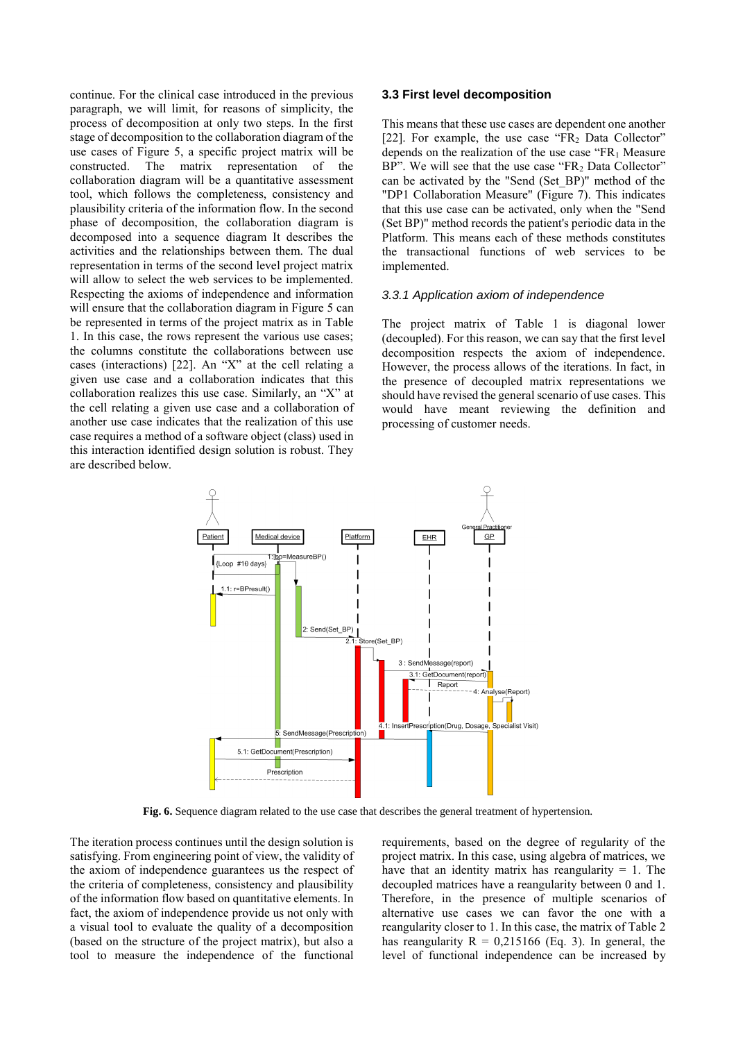continue. For the clinical case introduced in the previous paragraph, we will limit, for reasons of simplicity, the process of decomposition at only two steps. In the first stage of decomposition to the collaboration diagram of the use cases of Figure 5, a specific project matrix will be constructed. The matrix representation of the collaboration diagram will be a quantitative assessment tool, which follows the completeness, consistency and plausibility criteria of the information flow. In the second phase of decomposition, the collaboration diagram is decomposed into a sequence diagram It describes the activities and the relationships between them. The dual representation in terms of the second level project matrix will allow to select the web services to be implemented. Respecting the axioms of independence and information will ensure that the collaboration diagram in Figure 5 can be represented in terms of the project matrix as in Table 1. In this case, the rows represent the various use cases; the columns constitute the collaborations between use cases (interactions) [22]. An "X" at the cell relating a given use case and a collaboration indicates that this collaboration realizes this use case. Similarly, an "X" at the cell relating a given use case and a collaboration of another use case indicates that the realization of this use case requires a method of a software object (class) used in this interaction identified design solution is robust. They are described below.

### 3.3 First level decomposition

This means that these use cases are dependent one another [22]. For example, the use case "$FR_2$ Data Collector" depends on the realization of the use case "$FR_1$ Measure BP". We will see that the use case "$FR_2$ Data Collector" can be activated by the "Send (Set_BP)" method of the "DP1 Collaboration Measure" (Figure 7). This indicates that this use case can be activated, only when the "Send (Set BP)" method records the patient's periodic data in the Platform. This means each of these methods constitutes the transactional functions of web services to be implemented.

#### *3.3.1 Application axiom of independence*

The project matrix of Table 1 is diagonal lower (decoupled). For this reason, we can say that the first level decomposition respects the axiom of independence. However, the process allows of the iterations. In fact, in the presence of decoupled matrix representations we should have revised the general scenario of use cases. This would have meant reviewing the definition and processing of customer needs.

**Fig. 6.** Sequence diagram related to the use case that describes the general treatment of hypertension.

The iteration process continues until the design solution is satisfying. From engineering point of view, the validity of the axiom of independence guarantees us the respect of the criteria of completeness, consistency and plausibility of the information flow based on quantitative elements. In fact, the axiom of independence provide us not only with a visual tool to evaluate the quality of a decomposition (based on the structure of the project matrix), but also a tool to measure the independence of the functional requirements, based on the degree of regularity of the project matrix. In this case, using algebra of matrices, we have that an identity matrix has reangularity = 1. The decoupled matrices have a reangularity between 0 and 1. Therefore, in the presence of multiple scenarios of alternative use cases we can favor the one with a reangularity closer to 1. In this case, the matrix of Table 2 has reangularity R = 0,215166 (Eq. 3). In general, the level of functional independence can be increased by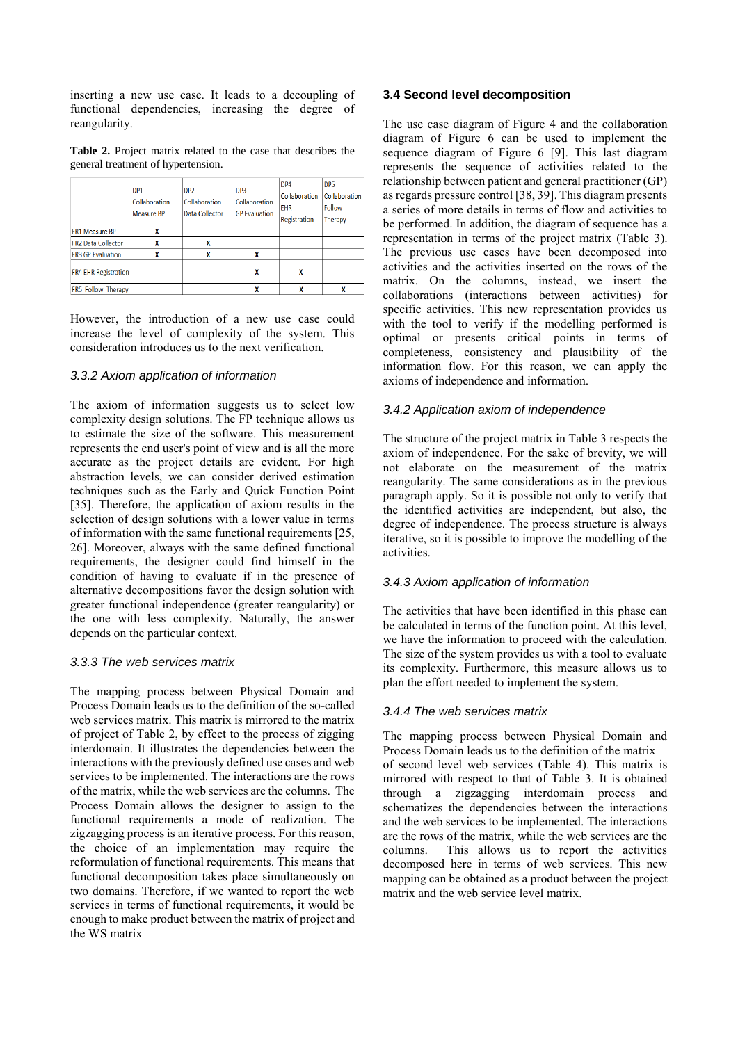inserting a new use case. It leads to a decoupling of functional dependencies, increasing the degree of reangularity.

**Table 2.** Project matrix related to the case that describes the general treatment of hypertension.

| | DP1 Collaboration Measure BP | DP2 Collaboration Data Collector | DP3 Collaboration GP Evaluation | DP4 Collaboration EHR Registration | DP5 Collaboration Follow Therapy |
|---|---|---|---|---|---|
| FR1 Measure BP | X | | | | |
| FR2 Data Collector | X | X | | | |
| FR3 GP Evaluation | X | X | X | | |
| FR4 EHR Registration | | | X | X | |
| FR5 Follow Therapy | | | X | X | X |

However, the introduction of a new use case could increase the level of complexity of the system. This consideration introduces us to the next verification.

### *3.3.2 Axiom application of information*

The axiom of information suggests us to select low complexity design solutions. The FP technique allows us to estimate the size of the software. This measurement represents the end user's point of view and is all the more accurate as the project details are evident. For high abstraction levels, we can consider derived estimation techniques such as the Early and Quick Function Point [35]. Therefore, the application of axiom results in the selection of design solutions with a lower value in terms of information with the same functional requirements [25, 26]. Moreover, always with the same defined functional requirements, the designer could find himself in the condition of having to evaluate if in the presence of alternative decompositions favor the design solution with greater functional independence (greater reangularity) or the one with less complexity. Naturally, the answer depends on the particular context.

### *3.3.3 The web services matrix*

The mapping process between Physical Domain and Process Domain leads us to the definition of the so-called web services matrix. This matrix is mirrored to the matrix of project of Table 2, by effect to the process of zigging interdomain. It illustrates the dependencies between the interactions with the previously defined use cases and web services to be implemented. The interactions are the rows of the matrix, while the web services are the columns. The Process Domain allows the designer to assign to the functional requirements a mode of realization. The zigzagging process is an iterative process. For this reason, the choice of an implementation may require the reformulation of functional requirements. This means that functional decomposition takes place simultaneously on two domains. Therefore, if we wanted to report the web services in terms of functional requirements, it would be enough to make product between the matrix of project and the WS matrix

## 3.4 Second level decomposition

The use case diagram of Figure 4 and the collaboration diagram of Figure 6 can be used to implement the sequence diagram of Figure 6 [9]. This last diagram represents the sequence of activities related to the relationship between patient and general practitioner (GP) as regards pressure control [38, 39]. This diagram presents a series of more details in terms of flow and activities to be performed. In addition, the diagram of sequence has a representation in terms of the project matrix (Table 3). The previous use cases have been decomposed into activities and the activities inserted on the rows of the matrix. On the columns, instead, we insert the collaborations (interactions between activities) for specific activities. This new representation provides us with the tool to verify if the modelling performed is optimal or presents critical points in terms of completeness, consistency and plausibility of the information flow. For this reason, we can apply the axioms of independence and information.

### *3.4.2 Application axiom of independence*

The structure of the project matrix in Table 3 respects the axiom of independence. For the sake of brevity, we will not elaborate on the measurement of the matrix reangularity. The same considerations as in the previous paragraph apply. So it is possible not only to verify that the identified activities are independent, but also, the degree of independence. The process structure is always iterative, so it is possible to improve the modelling of the activities.

### *3.4.3 Axiom application of information*

The activities that have been identified in this phase can be calculated in terms of the function point. At this level, we have the information to proceed with the calculation. The size of the system provides us with a tool to evaluate its complexity. Furthermore, this measure allows us to plan the effort needed to implement the system.

### *3.4.4 The web services matrix*

The mapping process between Physical Domain and Process Domain leads us to the definition of the matrix of second level web services (Table 4). This matrix is mirrored with respect to that of Table 3. It is obtained through a zigzagging interdomain process and schematizes the dependencies between the interactions and the web services to be implemented. The interactions are the rows of the matrix, while the web services are the columns. This allows us to report the activities decomposed here in terms of web services. This new mapping can be obtained as a product between the project matrix and the web service level matrix.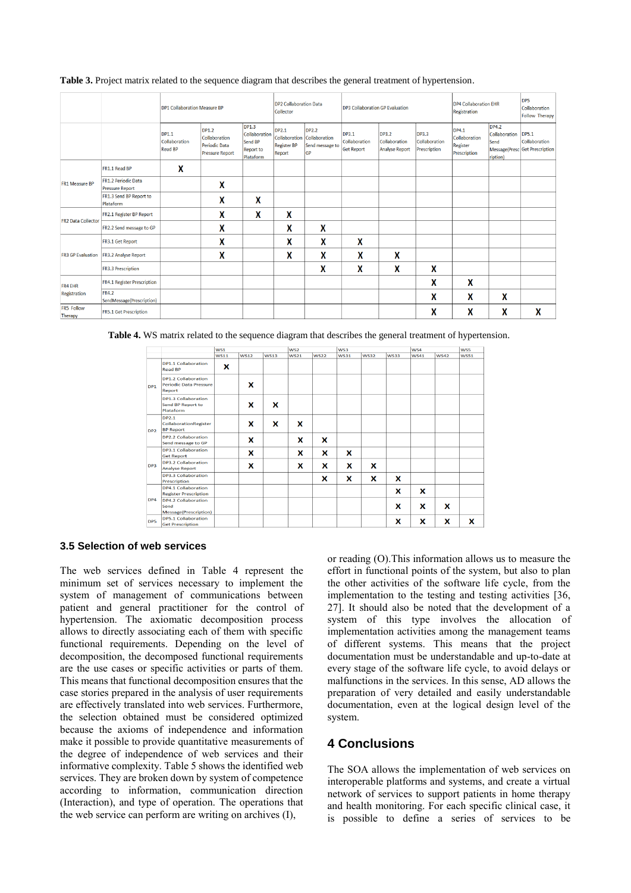**Table 3.** Project matrix related to the sequence diagram that describes the general treatment of hypertension.

| | | DP1 Collaboration Measure BP | | | DP2 Collaboration Data Collector | | DP3 Collaboration GP Evaluation | | | DP4 Collaboration EHR Registration | | DP5 Collaboration Follow Therapy |
|---|---|---|---|---|---|---|---|---|---|---|---|---|
| | | DP1.1 Collaboration Read BP | DP1.2 Collaboration Periodic Data Pressure Report | DP1.3 Collaboration Send BP Report to Plataform | DP2.1 Collaboration Register BP Report | DP2.2 Collaboration Send message to GP | DP3.1 Collaboration Get Report | DP3.2 Collaboration Analyse Report | DP3.3 Collaboration Prescription | DP4.1 Collaboration Register Prescription | DP4.2 Collaboration Send Message(Prescription) | DP5.1 Collaboration Get Prescription |
| FR1 Measure BP | FR1.1 Read BP | X | | | | | | | | | | |
| | FR1.2 Periodic Data Pressure Report | | X | | | | | | | | | |
| | FR1.3 Send BP Report to Plataform | | X | X | | | | | | | | |
| FR2 Data Collector | FR2.1 Register BP Report | | X | X | X | | | | | | | |
| | FR2.2 Send message to GP | | X | | X | X | | | | | | |
| FR3 GP Evaluation | FR3.1 Get Report | | X | | X | X | X | | | | | |
| | FR3.2 Analyse Report | | X | | X | X | X | X | | | | |
| | FR3.3 Prescription | | | | | X | X | X | X | | | |
| FR4 EHR Registration | FR4.1 Register Prescription | | | | | | | | X | X | | |
| | FR4.2 SendMessage(Prescription) | | | | | | | | X | X | X | |
| FR5 Follow Therapy | FR5.1 Get Prescription | | | | | | | | X | X | X | X |

**Table 4.** WS matrix related to the sequence diagram that describes the general treatment of hypertension.

| | | WS1 | | | WS2 | | WS3 | | | WS4 | | WS5 |
|---|---|---|---|---|---|---|---|---|---|---|---|---|
| | | WS11 | WS12 | WS13 | WS21 | WS22 | WS31 | WS32 | WS33 | WS41 | WS42 | WS51 |
| DP1 | DP1.1 Collaboration Read BP | X | | | | | | | | | | |
| | DP1.2 Collaboration Periodic Data Pressure Report | | X | | | | | | | | | |
| | DP1.3 Collaboration Send BP Report to Plataform | | X | X | | | | | | | | |
| DP2 | DP2.1 CollaborationRegister BP Report | | X | X | X | | | | | | | |
| | DP2.2 Collaboration Send message to GP | | X | | X | X | | | | | | |
| DP3 | DP3.1 Collaboration Get Report | | X | | X | X | X | | | | | |
| | DP3.2 Collaboration Analyse Report | | X | | X | X | X | X | | | | |
| | DP3.3 Collaboration Prescription | | | | | X | X | X | X | | | |
| DP4 | DP4.1 Collaboration Register Prescription | | | | | | | | X | X | | |
| | DP4.2 Collaboration Send Message(Prescription) | | | | | | | | X | X | X | |
| DP5 | DP5.1 Collaboration Get Prescription | | | | | | | | X | X | X | X |

### 3.5 Selection of web services

The web services defined in Table 4 represent the minimum set of services necessary to implement the system of management of communications between patient and general practitioner for the control of hypertension. The axiomatic decomposition process allows to directly associating each of them with specific functional requirements. Depending on the level of decomposition, the decomposed functional requirements are the use cases or specific activities or parts of them. This means that functional decomposition ensures that the case stories prepared in the analysis of user requirements are effectively translated into web services. Furthermore, the selection obtained must be considered optimized because the axioms of independence and information make it possible to provide quantitative measurements of the degree of independence of web services and their informative complexity. Table 5 shows the identified web services. They are broken down by system of competence according to information, communication direction (Interaction), and type of operation. The operations that the web service can perform are writing on archives (I), or reading (O).This information allows us to measure the effort in functional points of the system, but also to plan the other activities of the software life cycle, from the implementation to the testing and testing activities [36, 27]. It should also be noted that the development of a system of this type involves the allocation of implementation activities among the management teams of different systems. This means that the project documentation must be understandable and up-to-date at every stage of the software life cycle, to avoid delays or malfunctions in the services. In this sense, AD allows the preparation of very detailed and easily understandable documentation, even at the logical design level of the system.

## 4 Conclusions

The SOA allows the implementation of web services on interoperable platforms and systems, and create a virtual network of services to support patients in home therapy and health monitoring. For each specific clinical case, it is possible to define a series of services to be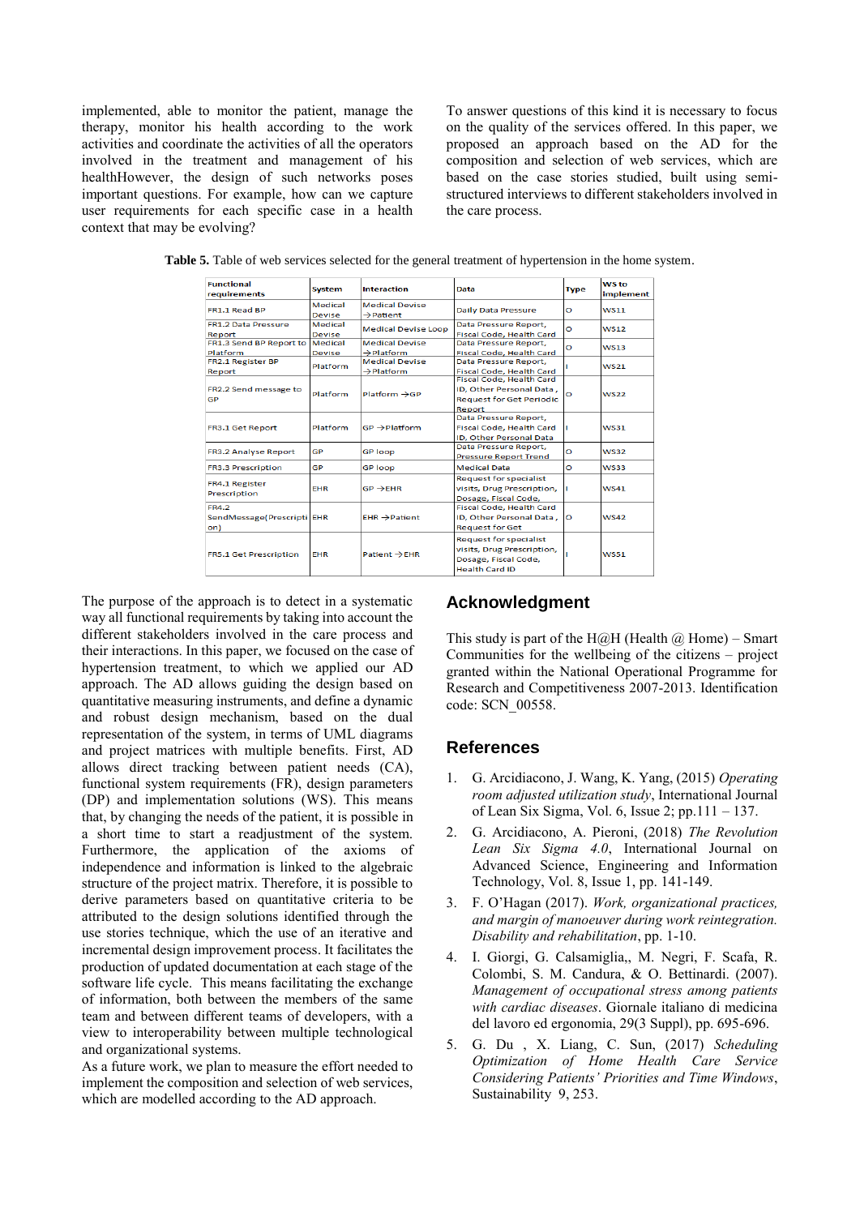implemented, able to monitor the patient, manage the therapy, monitor his health according to the work activities and coordinate the activities of all the operators involved in the treatment and management of his healthHowever, the design of such networks poses important questions. For example, how can we capture user requirements for each specific case in a health context that may be evolving?

To answer questions of this kind it is necessary to focus on the quality of the services offered. In this paper, we proposed an approach based on the AD for the composition and selection of web services, which are based on the case stories studied, built using semi-structured interviews to different stakeholders involved in the care process.

**Table 5.** Table of web services selected for the general treatment of hypertension in the home system.

| Functional requirements | System | Interaction | Data | Type | WS to implement |
|---|---|---|---|---|---|
| FR1.1 Read BP | Medical Devise | Medical Devise → Patient | Daily Data Pressure | O | WS11 |
| FR1.2 Data Pressure Report | Medical Devise | Medical Devise Loop | Data Pressure Report, Fiscal Code, Health Card | O | WS12 |
| FR1.3 Send BP Report to Platform | Medical Devise | Medical Devise → Platform | Data Pressure Report, Fiscal Code, Health Card | O | WS13 |
| FR2.1 Register BP Report | Platform | Medical Devise → Platform | Data Pressure Report, Fiscal Code, Health Card | I | WS21 |
| FR2.2 Send message to GP | Platform | Platform → GP | Fiscal Code, Health Card ID, Other Personal Data , Request for Get Periodic Report | O | WS22 |
| FR3.1 Get Report | Platform | GP → Platform | Data Pressure Report, Fiscal Code, Health Card ID, Other Personal Data | I | WS31 |
| FR3.2 Analyse Report | GP | GP loop | Data Pressure Report, Pressure Report Trend | O | WS32 |
| FR3.3 Prescription | GP | GP loop | Medical Data | O | WS33 |
| FR4.1 Register Prescription | EHR | GP → EHR | Request for specialist visits, Drug Prescription, Dosage, Fiscal Code, | I | WS41 |
| FR4.2 SendMessage(Prescription) | EHR | EHR → Patient | Fiscal Code, Health Card ID, Other Personal Data , Request for Get | O | WS42 |
| FR5.1 Get Prescription | EHR | Patient → EHR | Request for specialist visits, Drug Prescription, Dosage, Fiscal Code, Health Card ID | I | WS51 |

The purpose of the approach is to detect in a systematic way all functional requirements by taking into account the different stakeholders involved in the care process and their interactions. In this paper, we focused on the case of hypertension treatment, to which we applied our AD approach. The AD allows guiding the design based on quantitative measuring instruments, and define a dynamic and robust design mechanism, based on the dual representation of the system, in terms of UML diagrams and project matrices with multiple benefits. First, AD allows direct tracking between patient needs (CA), functional system requirements (FR), design parameters (DP) and implementation solutions (WS). This means that, by changing the needs of the patient, it is possible in a short time to start a readjustment of the system. Furthermore, the application of the axioms of independence and information is linked to the algebraic structure of the project matrix. Therefore, it is possible to derive parameters based on quantitative criteria to be attributed to the design solutions identified through the use stories technique, which the use of an iterative and incremental design improvement process. It facilitates the production of updated documentation at each stage of the software life cycle. This means facilitating the exchange of information, both between the members of the same team and between different teams of developers, with a view to interoperability between multiple technological and organizational systems.

As a future work, we plan to measure the effort needed to implement the composition and selection of web services, which are modelled according to the AD approach.

## Acknowledgment

This study is part of the H@H (Health @ Home) – Smart Communities for the wellbeing of the citizens – project granted within the National Operational Programme for Research and Competitiveness 2007-2013. Identification code: SCN_00558.

## References

1. G. Arcidiacono, J. Wang, K. Yang, (2015) *Operating room adjusted utilization study*, International Journal of Lean Six Sigma, Vol. 6, Issue 2; pp.111 – 137.
2. G. Arcidiacono, A. Pieroni, (2018) *The Revolution Lean Six Sigma 4.0*, International Journal on Advanced Science, Engineering and Information Technology, Vol. 8, Issue 1, pp. 141-149.
3. F. O'Hagan (2017). *Work, organizational practices, and margin of manoeuver during work reintegration. Disability and rehabilitation*, pp. 1-10.
4. I. Giorgi, G. Calsamiglia,, M. Negri, F. Scafa, R. Colombi, S. M. Candura, & O. Bettinardi. (2007). *Management of occupational stress among patients with cardiac diseases*. Giornale italiano di medicina del lavoro ed ergonomia, 29(3 Suppl), pp. 695-696.
5. G. Du , X. Liang, C. Sun, (2017) *Scheduling Optimization of Home Health Care Service Considering Patients' Priorities and Time Windows*, Sustainability 9, 253.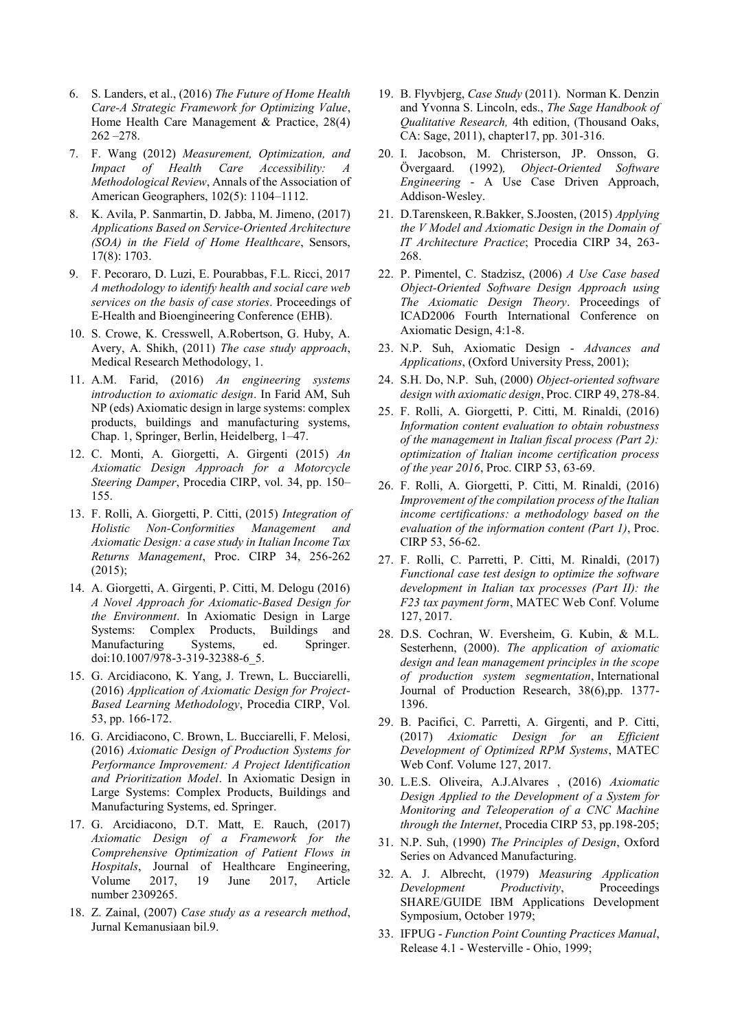6. S. Landers, et al., (2016) *The Future of Home Health Care-A Strategic Framework for Optimizing Value*, Home Health Care Management & Practice, 28(4) 262 –278.
7. F. Wang (2012) *Measurement, Optimization, and Impact of Health Care Accessibility: A Methodological Review*, Annals of the Association of American Geographers, 102(5): 1104–1112.
8. K. Avila, P. Sanmartin, D. Jabba, M. Jimeno, (2017) *Applications Based on Service-Oriented Architecture (SOA) in the Field of Home Healthcare*, Sensors, 17(8): 1703.
9. F. Pecoraro, D. Luzi, E. Pourabbas, F.L. Ricci, 2017 *A methodology to identify health and social care web services on the basis of case stories*. Proceedings of E-Health and Bioengineering Conference (EHB).
10. S. Crowe, K. Cresswell, A.Robertson, G. Huby, A. Avery, A. Shikh, (2011) *The case study approach*, Medical Research Methodology, 1.
11. A.M. Farid, (2016) *An engineering systems introduction to axiomatic design*. In Farid AM, Suh NP (eds) Axiomatic design in large systems: complex products, buildings and manufacturing systems, Chap. 1, Springer, Berlin, Heidelberg, 1–47.
12. C. Monti, A. Giorgetti, A. Girgenti (2015) *An Axiomatic Design Approach for a Motorcycle Steering Damper*, Procedia CIRP, vol. 34, pp. 150–155.
13. F. Rolli, A. Giorgetti, P. Citti, (2015) *Integration of Holistic Non-Conformities Management and Axiomatic Design: a case study in Italian Income Tax Returns Management*, Proc. CIRP 34, 256-262 (2015);
14. A. Giorgetti, A. Girgenti, P. Citti, M. Delogu (2016) *A Novel Approach for Axiomatic-Based Design for the Environment*. In Axiomatic Design in Large Systems: Complex Products, Buildings and Manufacturing Systems, ed. Springer. doi:10.1007/978-3-319-32388-6_5.
15. G. Arcidiacono, K. Yang, J. Trewn, L. Bucciarelli, (2016) *Application of Axiomatic Design for Project-Based Learning Methodology*, Procedia CIRP, Vol. 53, pp. 166-172.
16. G. Arcidiacono, C. Brown, L. Bucciarelli, F. Melosi, (2016) *Axiomatic Design of Production Systems for Performance Improvement: A Project Identification and Prioritization Model*. In Axiomatic Design in Large Systems: Complex Products, Buildings and Manufacturing Systems, ed. Springer.
17. G. Arcidiacono, D.T. Matt, E. Rauch, (2017) *Axiomatic Design of a Framework for the Comprehensive Optimization of Patient Flows in Hospitals*, Journal of Healthcare Engineering, Volume 2017, 19 June 2017, Article number 2309265.
18. Z. Zainal, (2007) *Case study as a research method*, Jurnal Kemanusiaan bil.9.
19. B. Flyvbjerg, *Case Study* (2011). Norman K. Denzin and Yvonna S. Lincoln, eds., *The Sage Handbook of Qualitative Research,* 4th edition, (Thousand Oaks, CA: Sage, 2011), chapter17, pp. 301-316.
20. I. Jacobson, M. Christerson, JP. Onsson, G. Övergaard. (1992)*, Object-Oriented Software Engineering* - A Use Case Driven Approach, Addison-Wesley.
21. D.Tarenskeen, R.Bakker, S.Joosten, (2015) *Applying the V Model and Axiomatic Design in the Domain of IT Architecture Practice*; Procedia CIRP 34, 263-268.
22. P. Pimentel, C. Stadzisz, (2006) *A Use Case based Object-Oriented Software Design Approach using The Axiomatic Design Theory*. Proceedings of ICAD2006 Fourth International Conference on Axiomatic Design, 4:1-8.
23. N.P. Suh, Axiomatic Design - *Advances and Applications*, (Oxford University Press, 2001);
24. S.H. Do, N.P. Suh, (2000) *Object-oriented software design with axiomatic design*, Proc. CIRP 49, 278-84.
25. F. Rolli, A. Giorgetti, P. Citti, M. Rinaldi, (2016) *Information content evaluation to obtain robustness of the management in Italian fiscal process (Part 2): optimization of Italian income certification process of the year 2016*, Proc. CIRP 53, 63-69.
26. F. Rolli, A. Giorgetti, P. Citti, M. Rinaldi, (2016) *Improvement of the compilation process of the Italian income certifications: a methodology based on the evaluation of the information content (Part 1)*, Proc. CIRP 53, 56-62.
27. F. Rolli, C. Parretti, P. Citti, M. Rinaldi, (2017) *Functional case test design to optimize the software development in Italian tax processes (Part II): the F23 tax payment form*, MATEC Web Conf. Volume 127, 2017.
28. D.S. Cochran, W. Eversheim, G. Kubin, & M.L. Sesterhenn, (2000). *The application of axiomatic design and lean management principles in the scope of production system segmentation*, International Journal of Production Research, 38(6),pp. 1377-1396.
29. B. Pacifici, C. Parretti, A. Girgenti, and P. Citti, (2017) *Axiomatic Design for an Efficient Development of Optimized RPM Systems*, MATEC Web Conf. Volume 127, 2017.
30. L.E.S. Oliveira, A.J.Alvares , (2016) *Axiomatic Design Applied to the Development of a System for Monitoring and Teleoperation of a CNC Machine through the Internet*, Procedia CIRP 53, pp.198-205;
31. N.P. Suh, (1990) *The Principles of Design*, Oxford Series on Advanced Manufacturing.
32. A. J. Albrecht, (1979) *Measuring Application Development Productivity*, Proceedings SHARE/GUIDE IBM Applications Development Symposium, October 1979;
33. IFPUG - *Function Point Counting Practices Manual*, Release 4.1 - Westerville - Ohio, 1999;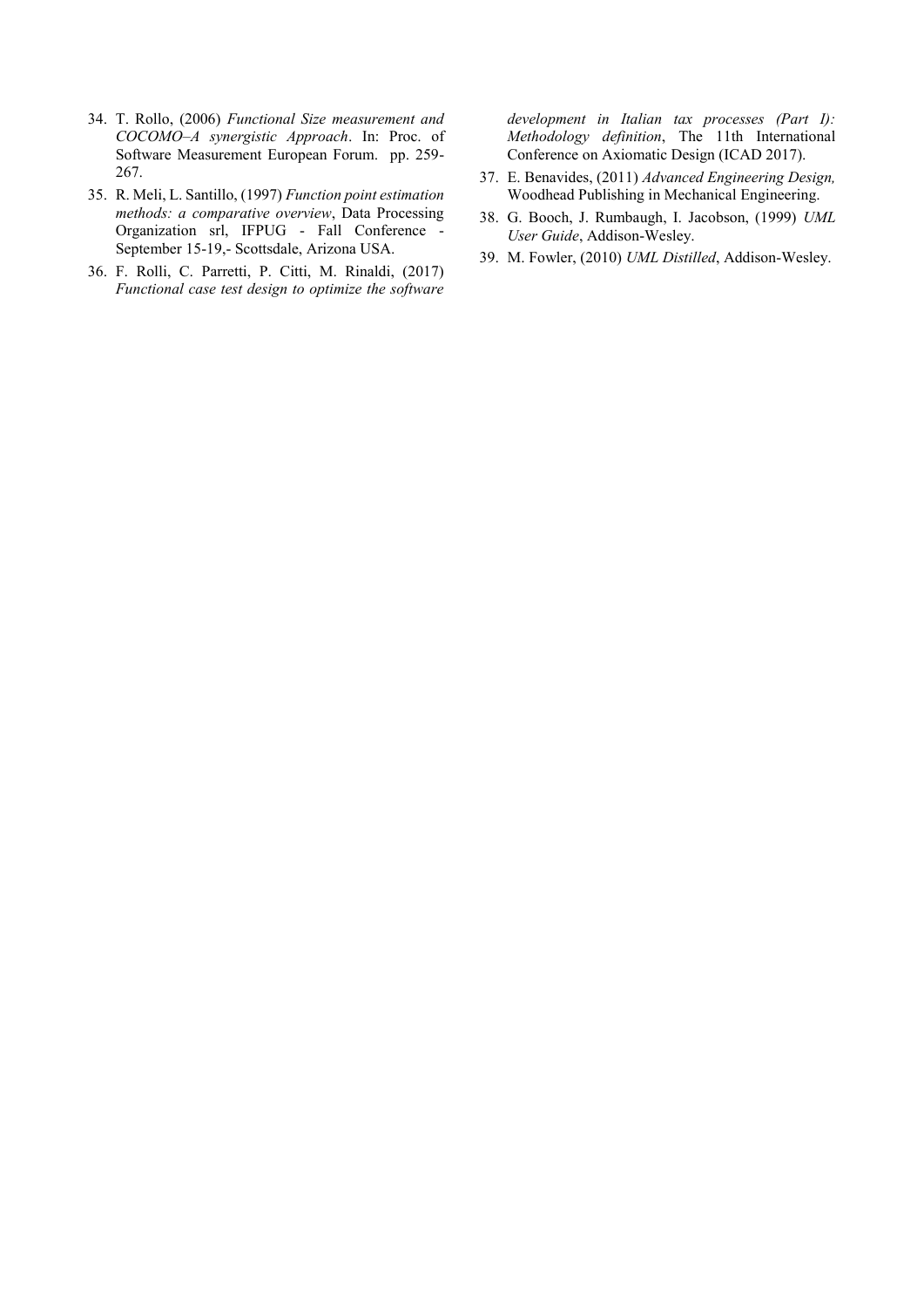34. T. Rollo, (2006) *Functional Size measurement and COCOMO–A synergistic Approach*. In: Proc. of Software Measurement European Forum. pp. 259-267.
35. R. Meli, L. Santillo, (1997) *Function point estimation methods: a comparative overview*, Data Processing Organization srl, IFPUG - Fall Conference - September 15-19,- Scottsdale, Arizona USA.
36. F. Rolli, C. Parretti, P. Citti, M. Rinaldi, (2017) *Functional case test design to optimize the software development in Italian tax processes (Part I): Methodology definition*, The 11th International Conference on Axiomatic Design (ICAD 2017).
37. E. Benavides, (2011) *Advanced Engineering Design,* Woodhead Publishing in Mechanical Engineering.
38. G. Booch, J. Rumbaugh, I. Jacobson, (1999) *UML User Guide*, Addison-Wesley.
39. M. Fowler, (2010) *UML Distilled*, Addison-Wesley.